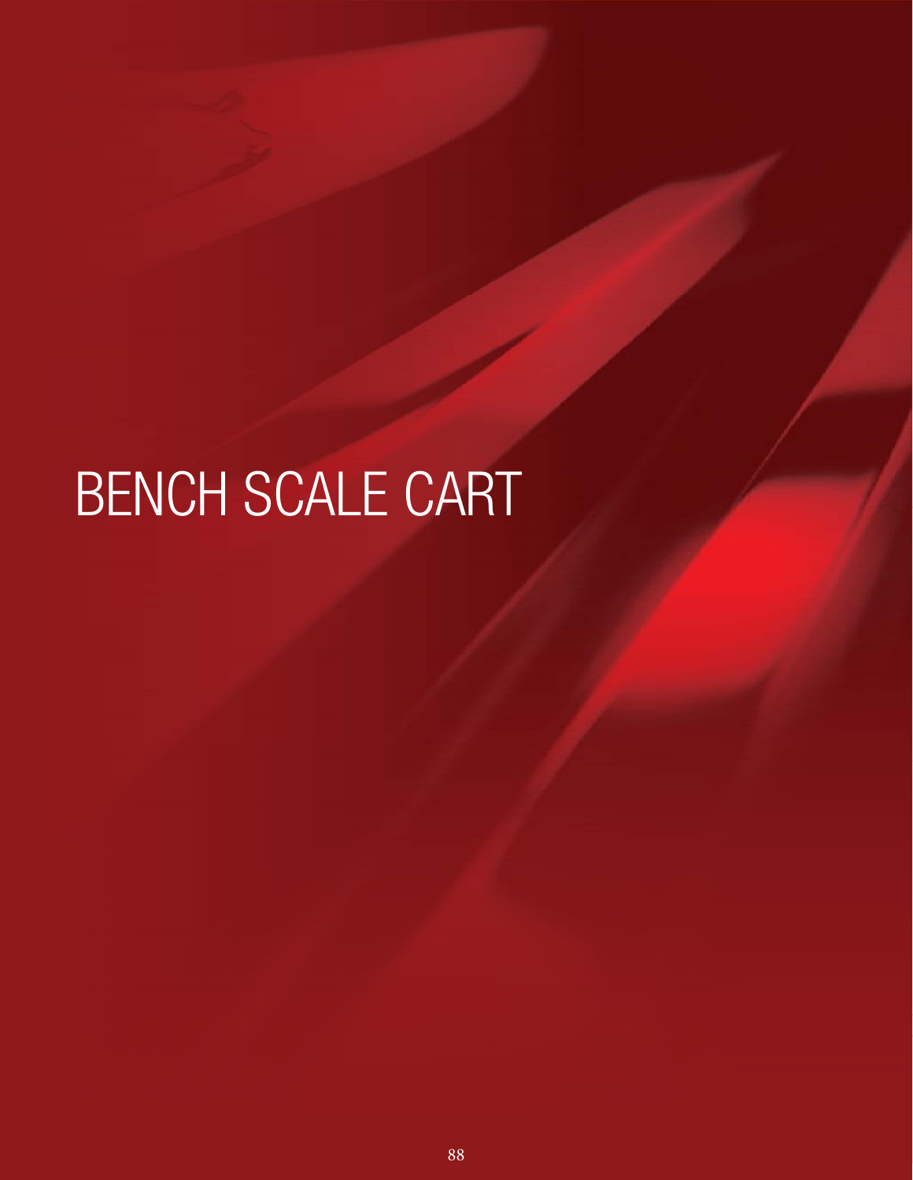# BENCH SCALE CART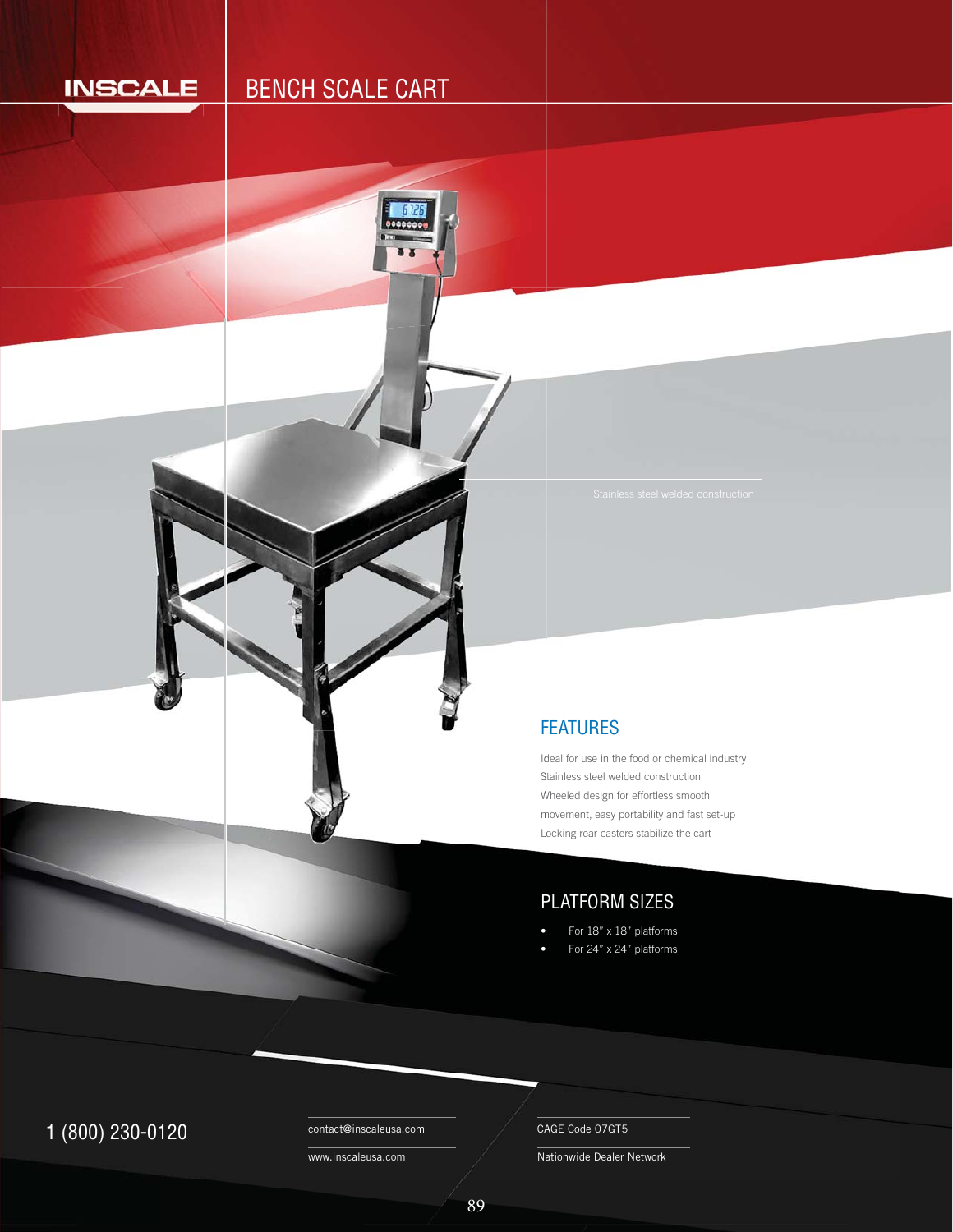INSCALE

# BENCH SCALE CART

Stainless steel welded construction

## FEATURES

Ideal for use in the food or chemical industry
Stainless steel welded construction
Wheeled design for effortless smooth movement, easy portability and fast set-up
Locking rear casters stabilize the cart

## PLATFORM SIZES

- For 18" x 18" platforms
- For 24" x 24" platforms

1 (800) 230-0120

contact@inscaleusa.com

www.inscaleusa.com

CAGE Code 07GT5

Nationwide Dealer Network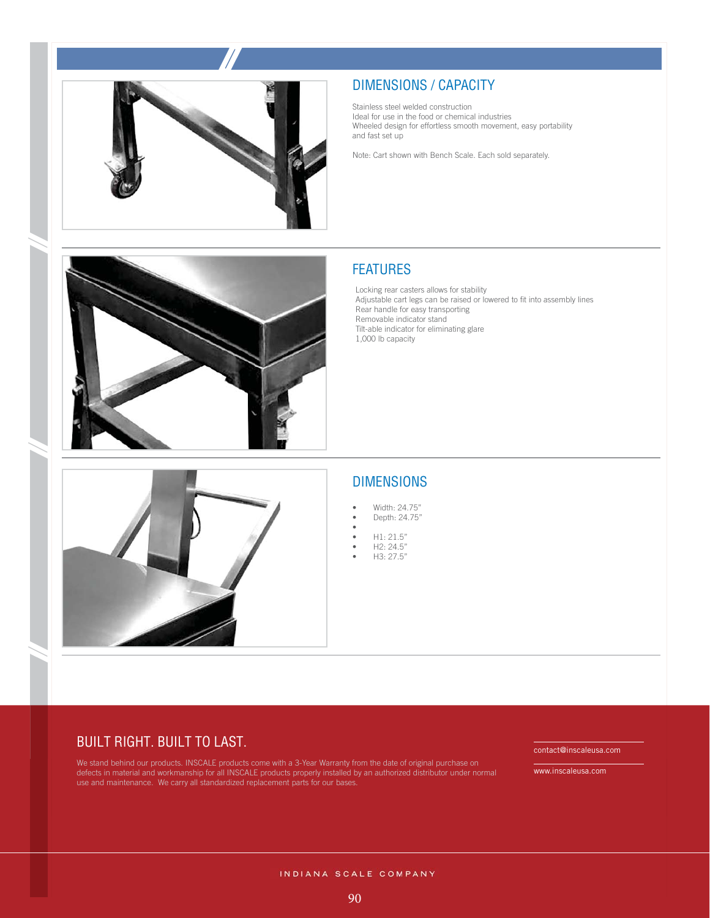## DIMENSIONS / CAPACITY

Stainless steel welded construction
Ideal for use in the food or chemical industries
Wheeled design for effortless smooth movement, easy portability and fast set up

Note: Cart shown with Bench Scale. Each sold separately.

## FEATURES

Locking rear casters allows for stability
Adjustable cart legs can be raised or lowered to fit into assembly lines
Rear handle for easy transporting
Removable indicator stand
Tilt-able indicator for eliminating glare
1,000 lb capacity

## DIMENSIONS

- Width: 24.75"
- Depth: 24.75"
- 
- H1: 21.5"
- H2: 24.5"
- H3: 27.5"

## BUILT RIGHT. BUILT TO LAST.

We stand behind our products. INSCALE products come with a 3-Year Warranty from the date of original purchase on defects in material and workmanship for all INSCALE products properly installed by an authorized distributor under normal use and maintenance. We carry all standardized replacement parts for our bases.

contact@inscaleusa.com

www.inscaleusa.com

INDIANA SCALE COMPANY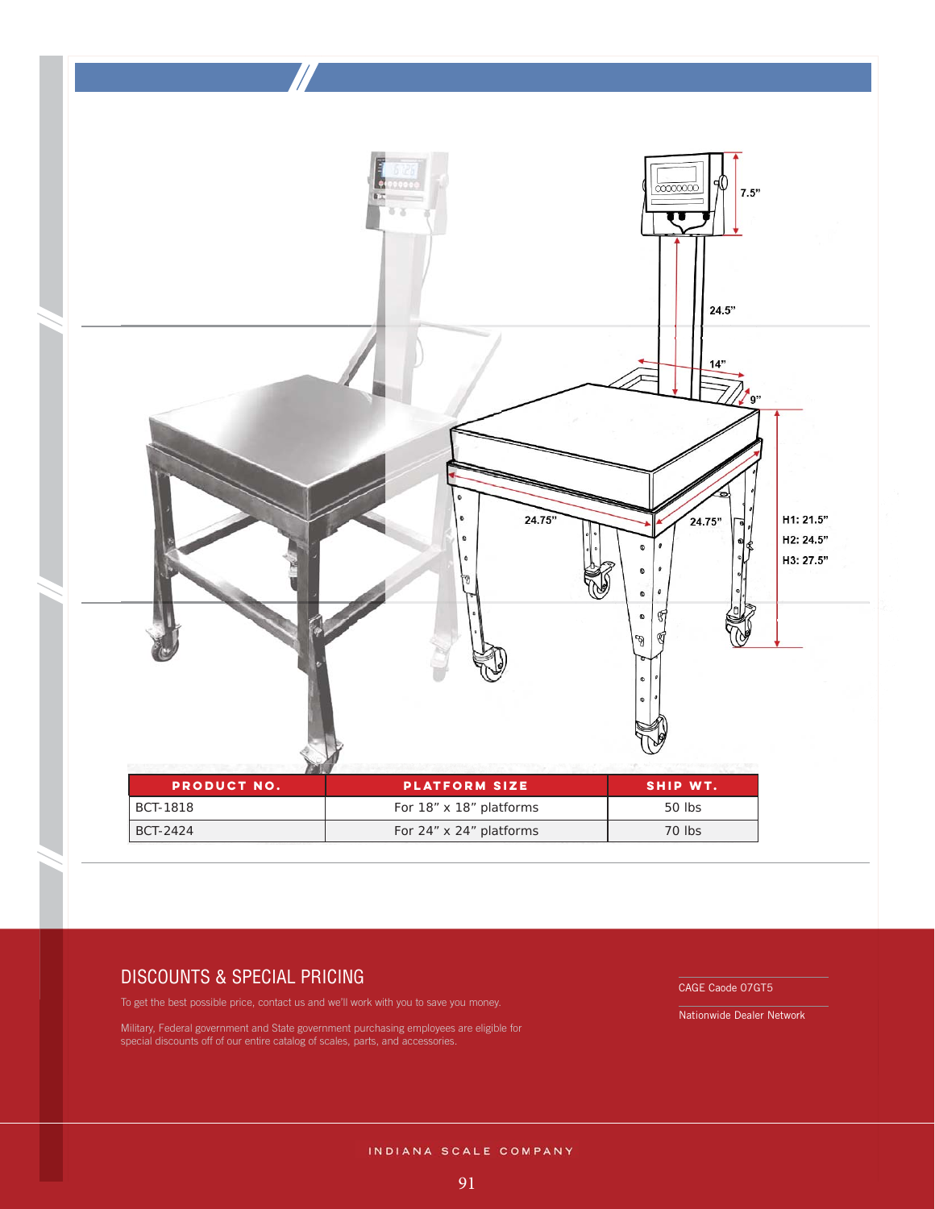7.5"

24.5"

14"

9"

24.75"

24.75"

H1: 21.5"
H2: 24.5"
H3: 27.5"

| PRODUCT NO. | PLATFORM SIZE | SHIP WT. |
|---|---|---|
| BCT-1818 | For 18" x 18" platforms | 50 lbs |
| BCT-2424 | For 24" x 24" platforms | 70 lbs |

## DISCOUNTS & SPECIAL PRICING

To get the best possible price, contact us and we'll work with you to save you money.

Military, Federal government and State government purchasing employees are eligible for special discounts off of our entire catalog of scales, parts, and accessories.

CAGE Caode 07GT5

Nationwide Dealer Network

INDIANA SCALE COMPANY